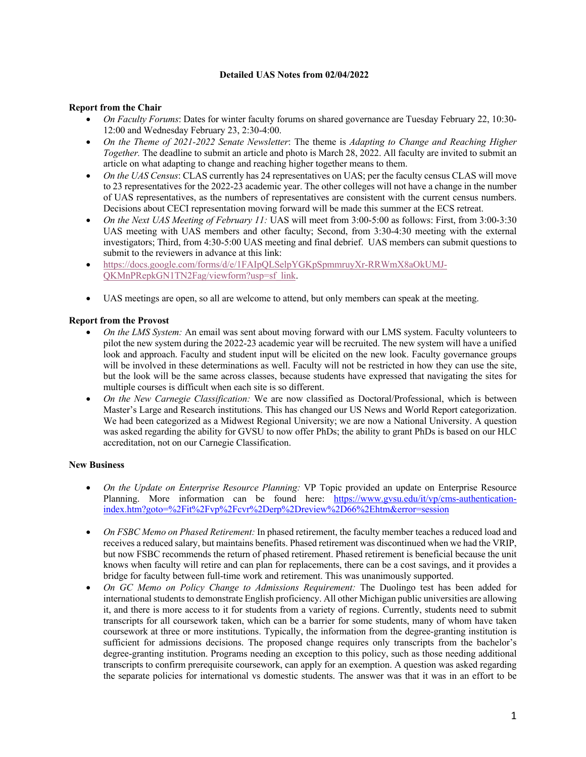**Detailed UAS Notes from 02/04/2022**

**Report from the Chair**

- *On Faculty Forums*: Dates for winter faculty forums on shared governance are Tuesday February 22, 10:30-12:00 and Wednesday February 23, 2:30-4:00.
- *On the Theme of 2021-2022 Senate Newsletter*: The theme is *Adapting to Change and Reaching Higher Together.* The deadline to submit an article and photo is March 28, 2022. All faculty are invited to submit an article on what adapting to change and reaching higher together means to them.
- *On the UAS Census*: CLAS currently has 24 representatives on UAS; per the faculty census CLAS will move to 23 representatives for the 2022-23 academic year. The other colleges will not have a change in the number of UAS representatives, as the numbers of representatives are consistent with the current census numbers. Decisions about CECI representation moving forward will be made this summer at the ECS retreat.
- *On the Next UAS Meeting of February 11:* UAS will meet from 3:00-5:00 as follows: First, from 3:00-3:30 UAS meeting with UAS members and other faculty; Second, from 3:30-4:30 meeting with the external investigators; Third, from 4:30-5:00 UAS meeting and final debrief. UAS members can submit questions to submit to the reviewers in advance at this link:
- https://docs.google.com/forms/d/e/1FAIpQLSelpYGKpSpmmruyXr-RRWmX8aOkUMJ-QKMnPRepkGN1TN2Fag/viewform?usp=sf_link.
- UAS meetings are open, so all are welcome to attend, but only members can speak at the meeting.

**Report from the Provost**

- *On the LMS System:* An email was sent about moving forward with our LMS system. Faculty volunteers to pilot the new system during the 2022-23 academic year will be recruited. The new system will have a unified look and approach. Faculty and student input will be elicited on the new look. Faculty governance groups will be involved in these determinations as well. Faculty will not be restricted in how they can use the site, but the look will be the same across classes, because students have expressed that navigating the sites for multiple courses is difficult when each site is so different.
- *On the New Carnegie Classification:* We are now classified as Doctoral/Professional, which is between Master's Large and Research institutions. This has changed our US News and World Report categorization. We had been categorized as a Midwest Regional University; we are now a National University. A question was asked regarding the ability for GVSU to now offer PhDs; the ability to grant PhDs is based on our HLC accreditation, not on our Carnegie Classification.

**New Business**

- *On the Update on Enterprise Resource Planning:* VP Topic provided an update on Enterprise Resource Planning. More information can be found here: https://www.gvsu.edu/it/vp/cms-authentication-index.htm?goto=%2Fit%2Fvp%2Fcvr%2Derp%2Dreview%2D66%2Ehtm&error=session
- *On FSBC Memo on Phased Retirement:* In phased retirement, the faculty member teaches a reduced load and receives a reduced salary, but maintains benefits. Phased retirement was discontinued when we had the VRIP, but now FSBC recommends the return of phased retirement. Phased retirement is beneficial because the unit knows when faculty will retire and can plan for replacements, there can be a cost savings, and it provides a bridge for faculty between full-time work and retirement. This was unanimously supported.
- *On GC Memo on Policy Change to Admissions Requirement:* The Duolingo test has been added for international students to demonstrate English proficiency. All other Michigan public universities are allowing it, and there is more access to it for students from a variety of regions. Currently, students need to submit transcripts for all coursework taken, which can be a barrier for some students, many of whom have taken coursework at three or more institutions. Typically, the information from the degree-granting institution is sufficient for admissions decisions. The proposed change requires only transcripts from the bachelor's degree-granting institution. Programs needing an exception to this policy, such as those needing additional transcripts to confirm prerequisite coursework, can apply for an exemption. A question was asked regarding the separate policies for international vs domestic students. The answer was that it was in an effort to be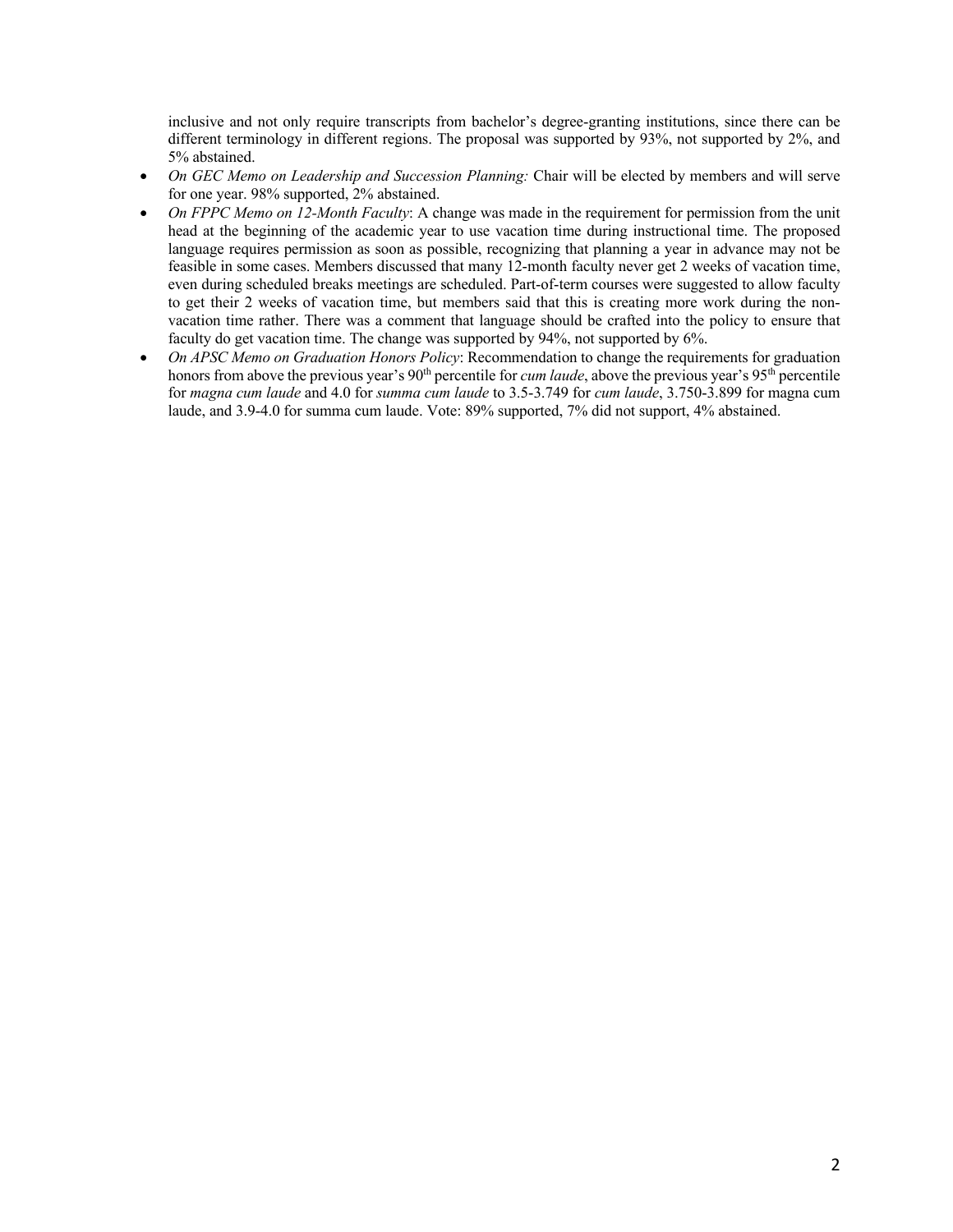inclusive and not only require transcripts from bachelor's degree-granting institutions, since there can be different terminology in different regions. The proposal was supported by 93%, not supported by 2%, and 5% abstained.

- *On GEC Memo on Leadership and Succession Planning:* Chair will be elected by members and will serve for one year. 98% supported, 2% abstained.
- *On FPPC Memo on 12-Month Faculty*: A change was made in the requirement for permission from the unit head at the beginning of the academic year to use vacation time during instructional time. The proposed language requires permission as soon as possible, recognizing that planning a year in advance may not be feasible in some cases. Members discussed that many 12-month faculty never get 2 weeks of vacation time, even during scheduled breaks meetings are scheduled. Part-of-term courses were suggested to allow faculty to get their 2 weeks of vacation time, but members said that this is creating more work during the non-vacation time rather. There was a comment that language should be crafted into the policy to ensure that faculty do get vacation time. The change was supported by 94%, not supported by 6%.
- *On APSC Memo on Graduation Honors Policy*: Recommendation to change the requirements for graduation honors from above the previous year's 90th percentile for *cum laude*, above the previous year's 95th percentile for *magna cum laude* and 4.0 for *summa cum laude* to 3.5-3.749 for *cum laude*, 3.750-3.899 for magna cum laude, and 3.9-4.0 for summa cum laude. Vote: 89% supported, 7% did not support, 4% abstained.